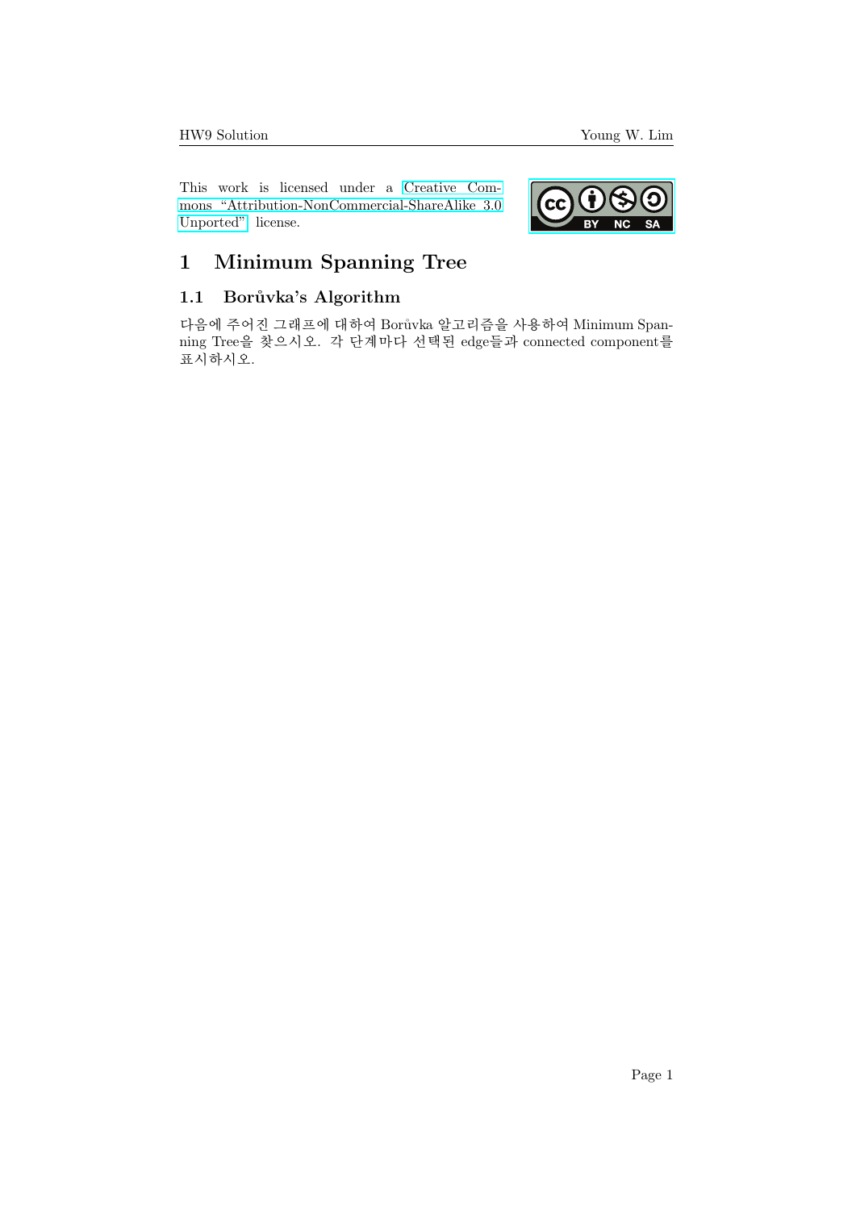This work is licensed under a Creative Commons "Attribution-NonCommercial-ShareAlike 3.0 Unported" license.

# 1 Minimum Spanning Tree

## 1.1 Borůvka's Algorithm

다음에 주어진 그래프에 대하여 Borůvka 알고리즘을 사용하여 Minimum Spanning Tree을 찾으시오. 각 단계마다 선택된 edge들과 connected component를 표시하시오.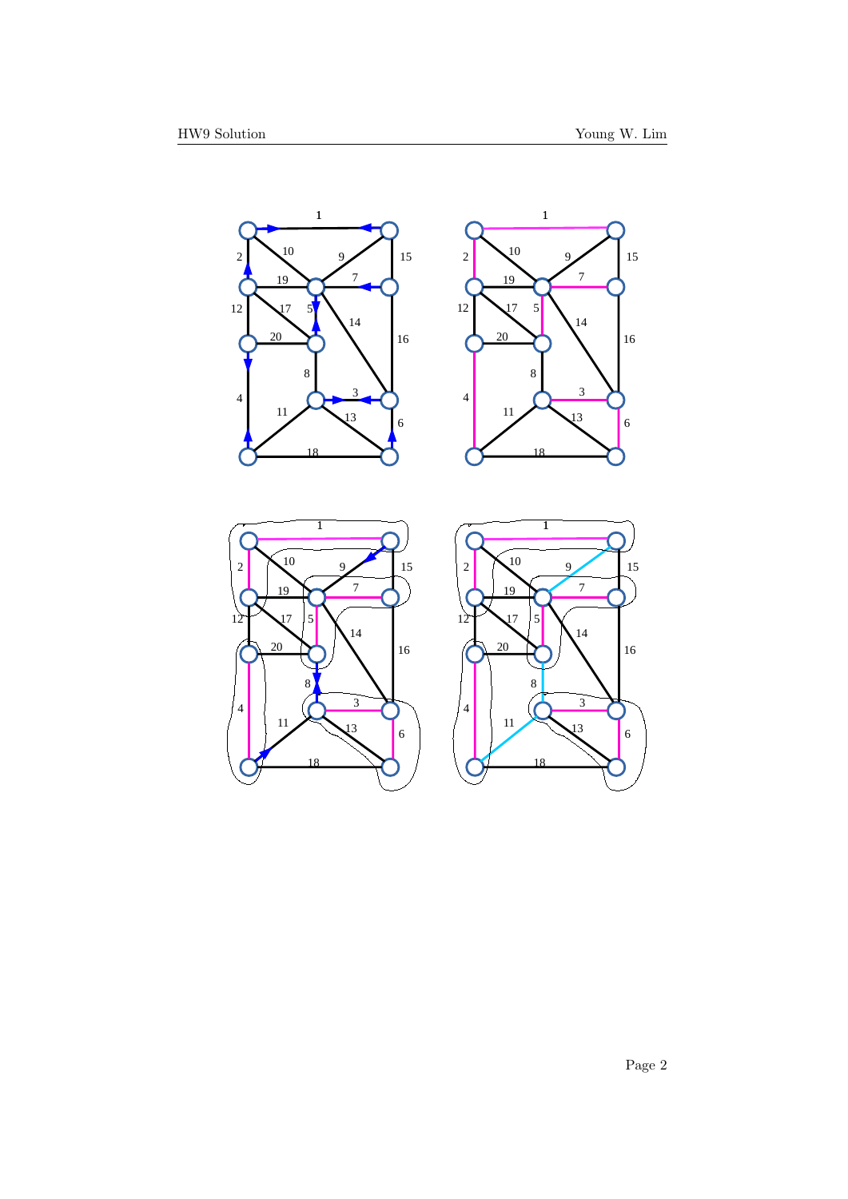1

2 10 9 15

19 7

12 17 5 14

20 16

8

4 3

11 13 6

18

1

2 10 9 15

19 7

12 17 5 14

20 16

8

4 3

11 13 6

18

1

2 10 9 15

19 7

12 17 5 14

20 16

8

4 3

11 13 6

18

1

2 10 9 15

19 7

12 17 5 14

20 16

8

4 3

11 13 6

18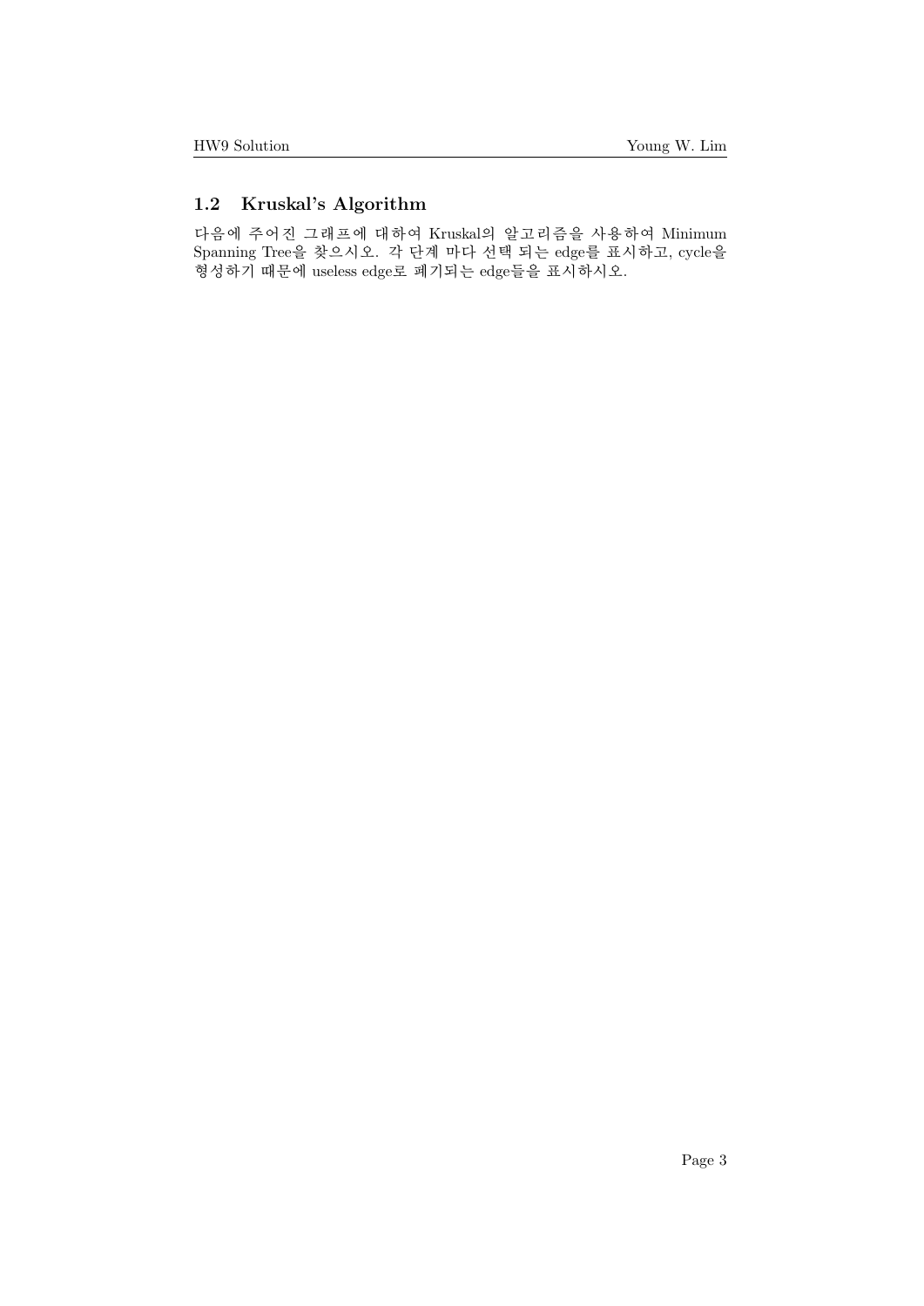## 1.2 Kruskal's Algorithm

다음에 주어진 그래프에 대하여 Kruskal의 알고리즘을 사용하여 Minimum Spanning Tree을 찾으시오. 각 단계 마다 선택 되는 edge를 표시하고, cycle을 형성하기 때문에 useless edge로 폐기되는 edge들을 표시하시오.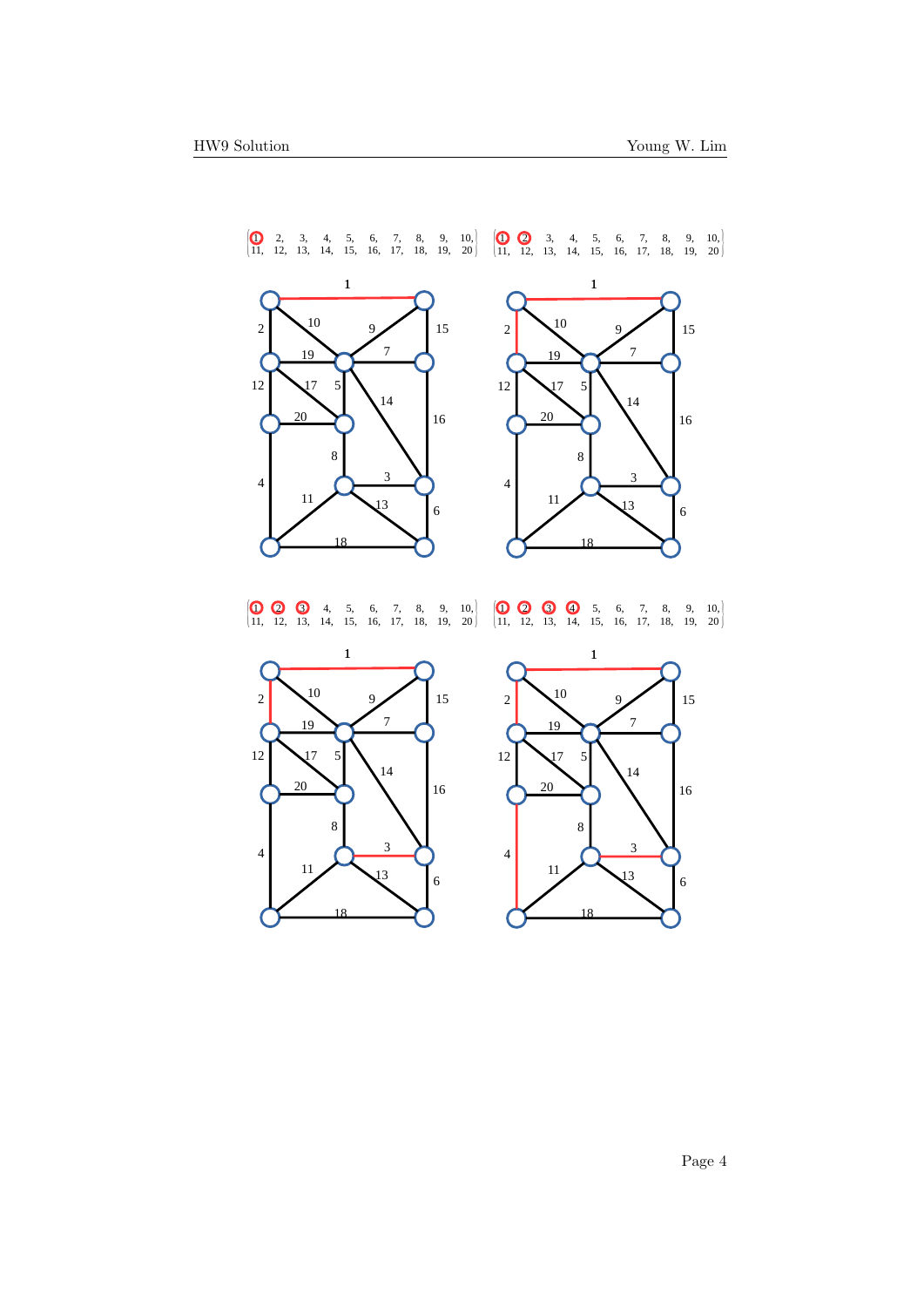$$\begin{pmatrix} \textcircled{1}, & 2, & 3, & 4, & 5, & 6, & 7, & 8, & 9, & 10, \\ 11, & 12, & 13, & 14, & 15, & 16, & 17, & 18, & 19, & 20 \end{pmatrix} \quad \begin{pmatrix} \textcircled{1}, & \textcircled{2}, & 3, & 4, & 5, & 6, & 7, & 8, & 9, & 10, \\ 11, & 12, & 13, & 14, & 15, & 16, & 17, & 18, & 19, & 20 \end{pmatrix}$$

$$\begin{pmatrix} \textcircled{1}, & \textcircled{2}, & \textcircled{3}, & 4, & 5, & 6, & 7, & 8, & 9, & 10, \\ 11, & 12, & 13, & 14, & 15, & 16, & 17, & 18, & 19, & 20 \end{pmatrix} \quad \begin{pmatrix} \textcircled{1}, & \textcircled{2}, & \textcircled{3}, & \textcircled{4}, & 5, & 6, & 7, & 8, & 9, & 10, \\ 11, & 12, & 13, & 14, & 15, & 16, & 17, & 18, & 19, & 20 \end{pmatrix}$$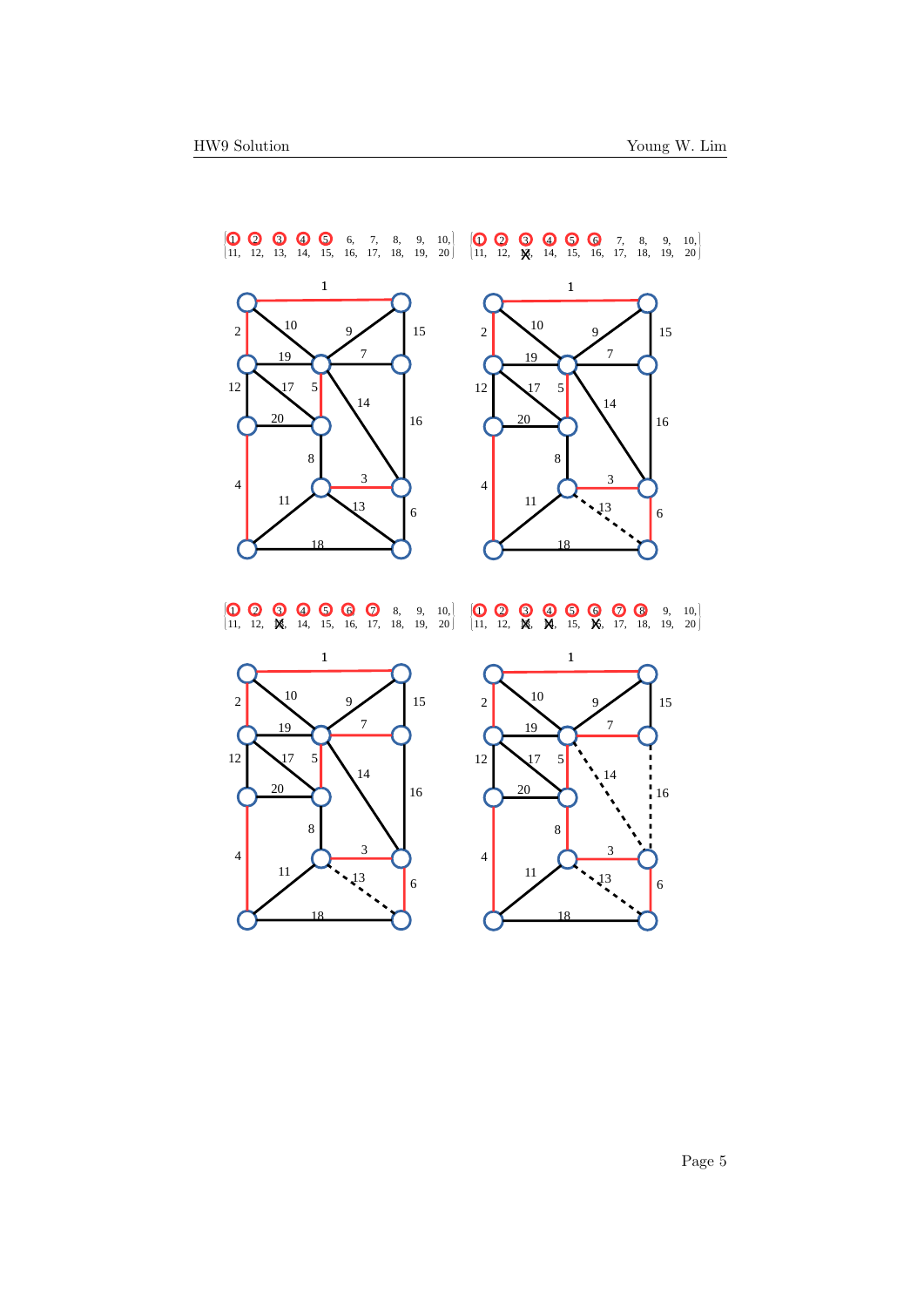$$\begin{bmatrix} 1, & 2, & 3, & 4, & 5, & 6, & 7, & 8, & 9, & 10, \\ 11, & 12, & 13, & 14, & 15, & 16, & 17, & 18, & 19, & 20 \end{bmatrix} \quad \begin{bmatrix} 1, & 2, & 3, & 4, & 5, & 6, & 7, & 8, & 9, & 10, \\ 11, & 12, & 13, & 14, & 15, & 16, & 17, & 18, & 19, & 20 \end{bmatrix}$$

$$\begin{bmatrix} 1, & 2, & 3, & 4, & 5, & 6, & 7, & 8, & 9, & 10, \\ 11, & 12, & 13, & 14, & 15, & 16, & 17, & 18, & 19, & 20 \end{bmatrix} \quad \begin{bmatrix} 1, & 2, & 3, & 4, & 5, & 6, & 7, & 8, & 9, & 10, \\ 11, & 12, & 13, & 14, & 15, & 16, & 17, & 18, & 19, & 20 \end{bmatrix}$$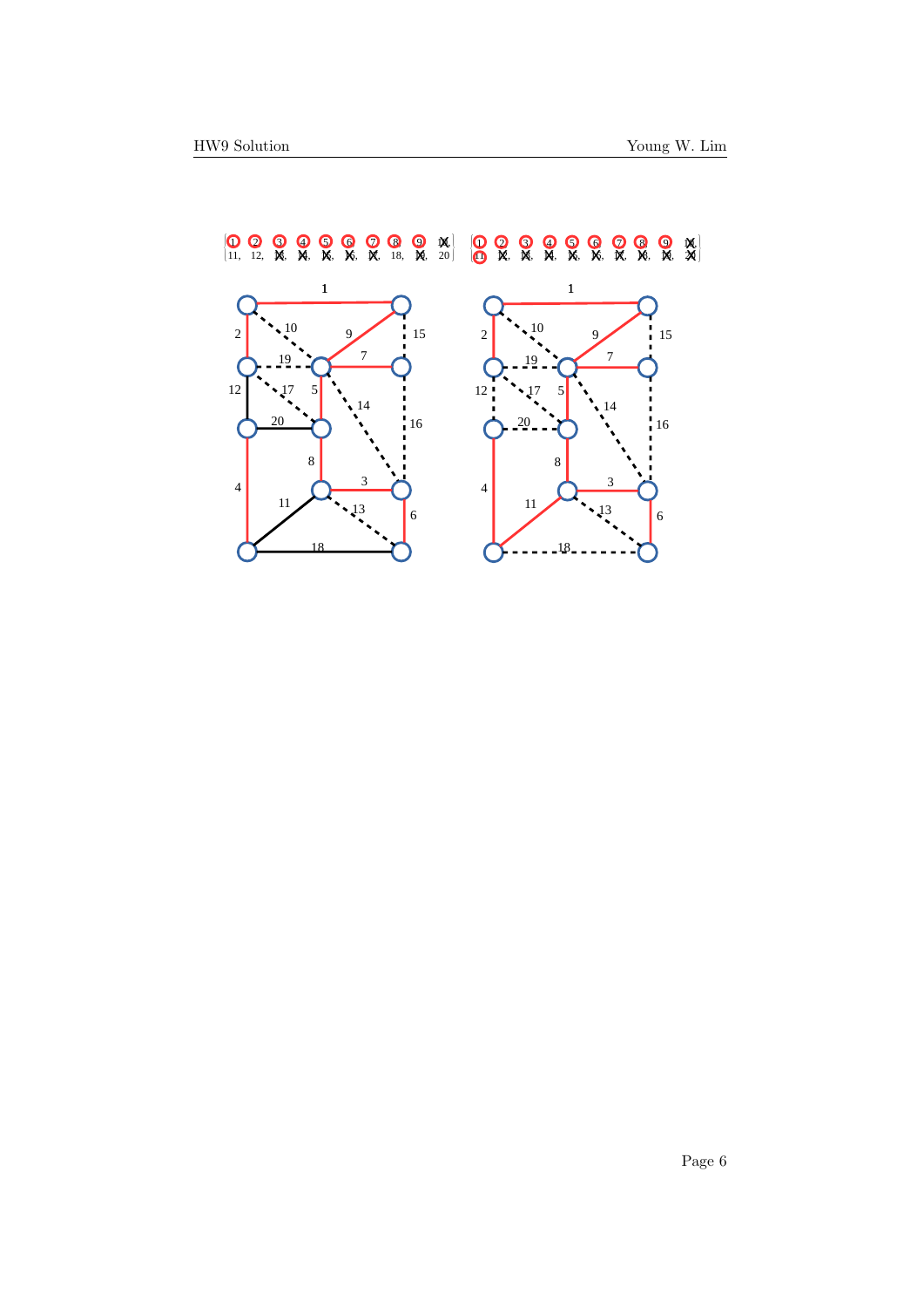$$\begin{bmatrix} 1, & 2, & 3, & 4, & 5, & 6, & 7, & 8, & 9, & 10, \\ 11, & 12, & 13, & 14, & 15, & 16, & 17, & 18, & 19, & 20 \end{bmatrix} \qquad \begin{bmatrix} 1, & 2, & 3, & 4, & 5, & 6, & 7, & 8, & 9, & 10, \\ 11, & 12, & 13, & 14, & 15, & 16, & 17, & 18, & 19, & 20 \end{bmatrix}$$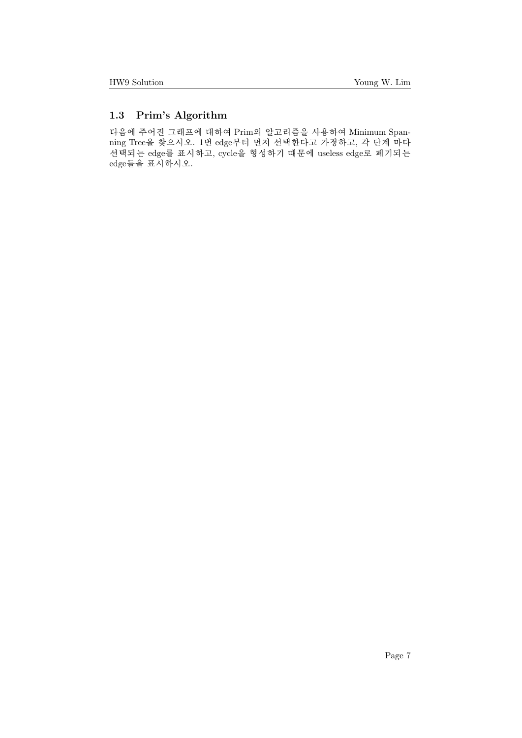### 1.3 Prim's Algorithm

다음에 주어진 그래프에 대하여 Prim의 알고리즘을 사용하여 Minimum Spanning Tree을 찾으시오. 1번 edge부터 먼저 선택한다고 가정하고, 각 단계 마다 선택되는 edge를 표시하고, cycle을 형성하기 때문에 useless edge로 폐기되는 edge들을 표시하시오.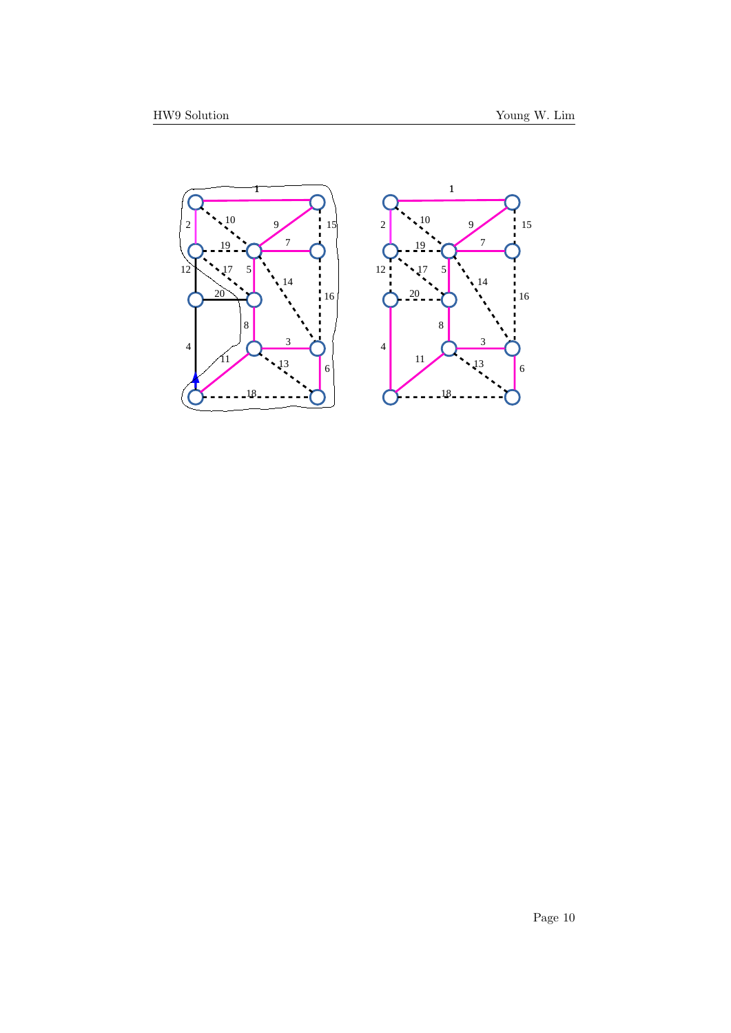1

2

10

9

15

19

7

12

17

5

14

20

16

8

4

3

11

13

6

18

1

2

10

9

15

19

7

12

17

5

14

20

16

8

4

3

11

13

6

18